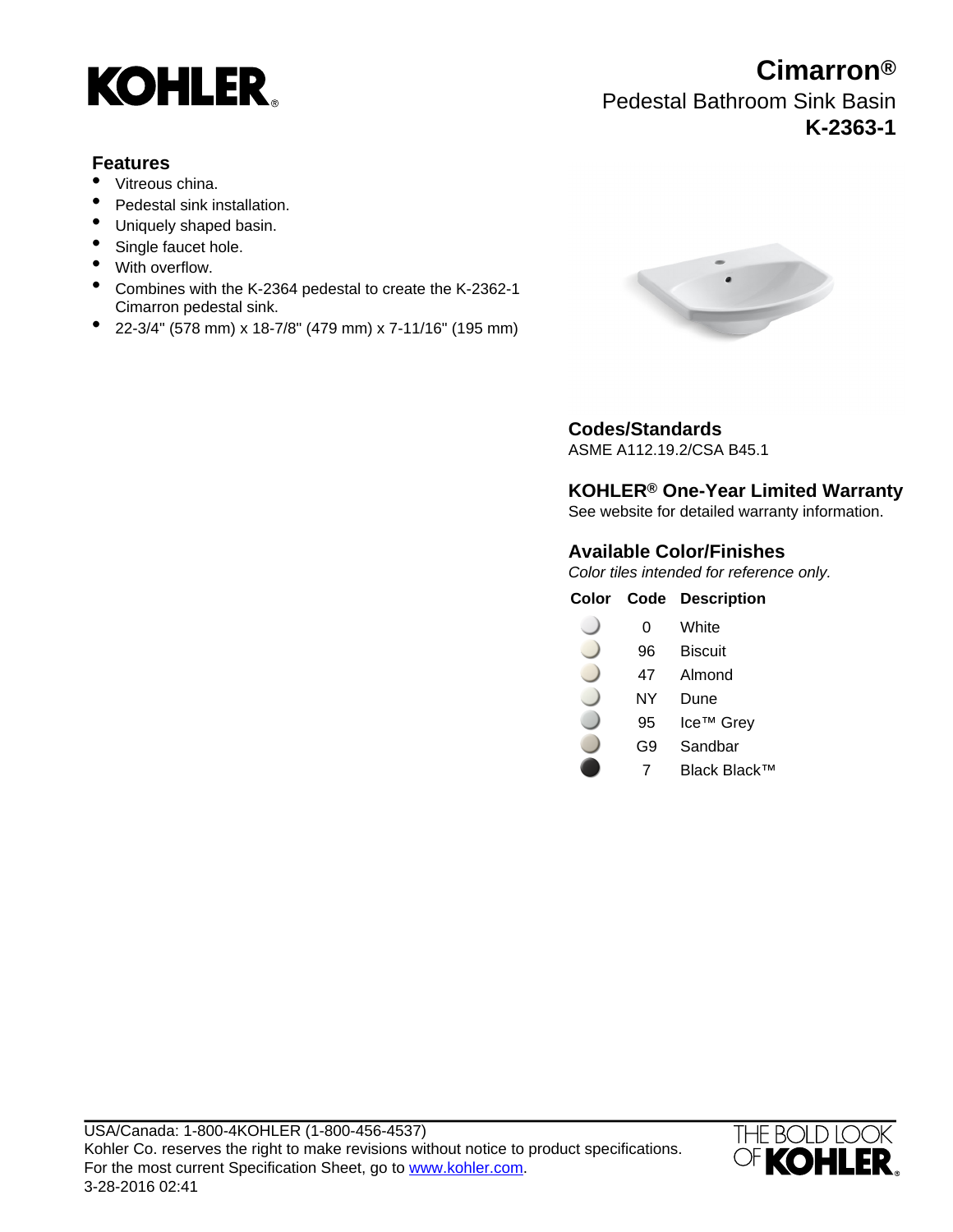# KOHLER

# Cimarron®

## Pedestal Bathroom Sink Basin

**K-2363-1**

### Features

- Vitreous china.
- Pedestal sink installation.
- Uniquely shaped basin.
- Single faucet hole.
- With overflow.
- Combines with the K-2364 pedestal to create the K-2362-1 Cimarron pedestal sink.
- 22-3/4" (578 mm) x 18-7/8" (479 mm) x 7-11/16" (195 mm)

### Codes/Standards

ASME A112.19.2/CSA B45.1

### KOHLER® One-Year Limited Warranty

See website for detailed warranty information.

### Available Color/Finishes

*Color tiles intended for reference only.*

| Color | Code | Description |
|---|---|---|
| | 0 | White |
| | 96 | Biscuit |
| | 47 | Almond |
| | NY | Dune |
| | 95 | Ice™ Grey |
| | G9 | Sandbar |
| | 7 | Black Black™ |

USA/Canada: 1-800-4KOHLER (1-800-456-4537)
Kohler Co. reserves the right to make revisions without notice to product specifications.
For the most current Specification Sheet, go to www.kohler.com.
3-28-2016 02:41

THE BOLD LOOK OF KOHLER®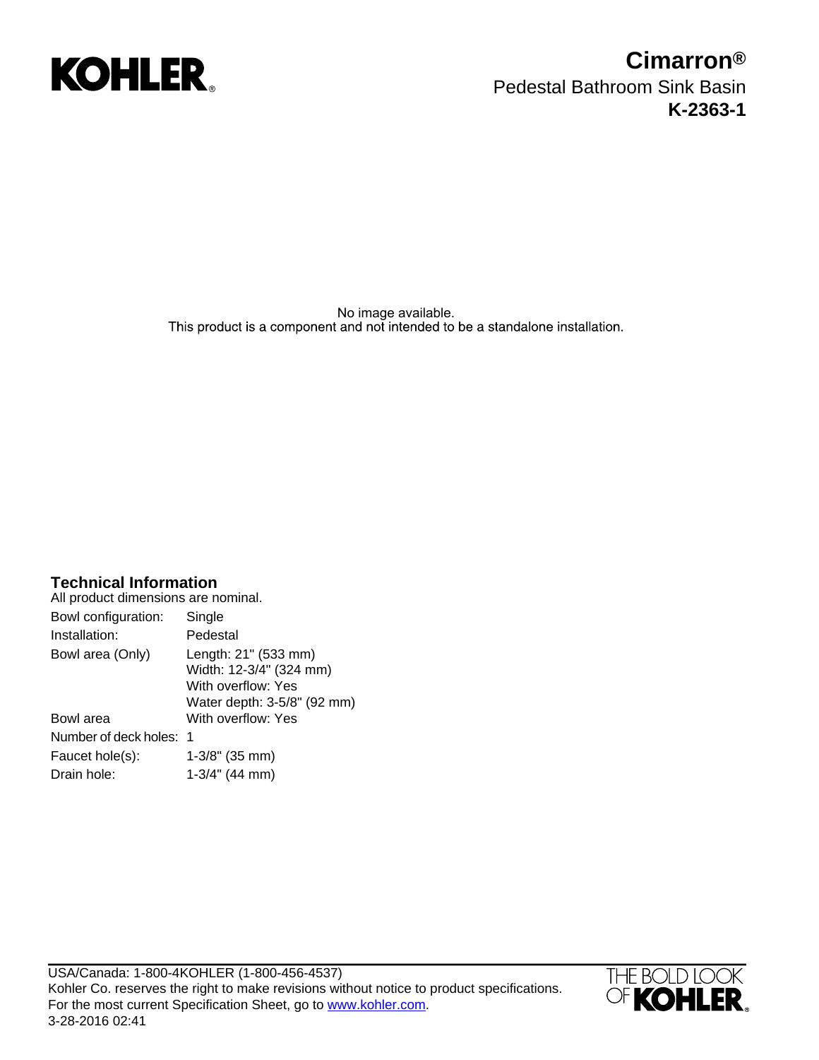# Cimarron®

Pedestal Bathroom Sink Basin

**K-2363-1**

No image available.
This product is a component and not intended to be a standalone installation.

## Technical Information

All product dimensions are nominal.

| | |
|---|---|
| Bowl configuration: | Single |
| Installation: | Pedestal |
| Bowl area (Only) | Length: 21" (533 mm)<br>Width: 12-3/4" (324 mm)<br>With overflow: Yes<br>Water depth: 3-5/8" (92 mm) |
| Bowl area | With overflow: Yes |
| Number of deck holes: | 1 |
| Faucet hole(s): | 1-3/8" (35 mm) |
| Drain hole: | 1-3/4" (44 mm) |

USA/Canada: 1-800-4KOHLER (1-800-456-4537)
Kohler Co. reserves the right to make revisions without notice to product specifications.
For the most current Specification Sheet, go to www.kohler.com.
3-28-2016 02:41